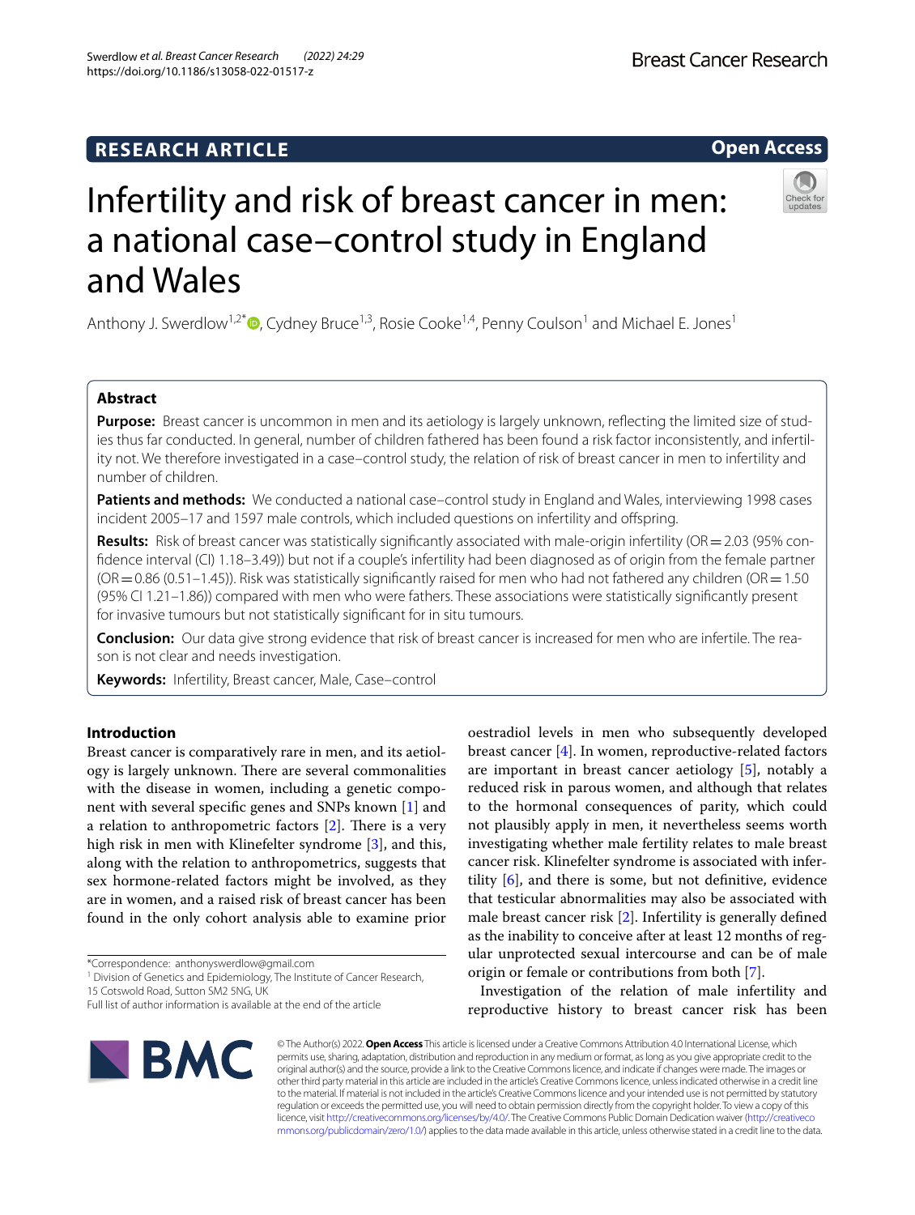RESEARCH ARTICLE

Open Access

# Infertility and risk of breast cancer in men: a national case–control study in England and Wales

Anthony J. Swerdlow[1,2*], Cydney Bruce[1,3], Rosie Cooke[1,4], Penny Coulson[1] and Michael E. Jones[1]

## Abstract

**Purpose:** Breast cancer is uncommon in men and its aetiology is largely unknown, reflecting the limited size of studies thus far conducted. In general, number of children fathered has been found a risk factor inconsistently, and infertility not. We therefore investigated in a case–control study, the relation of risk of breast cancer in men to infertility and number of children.

**Patients and methods:** We conducted a national case–control study in England and Wales, interviewing 1998 cases incident 2005–17 and 1597 male controls, which included questions on infertility and offspring.

**Results:** Risk of breast cancer was statistically significantly associated with male-origin infertility (OR = 2.03 (95% confidence interval (CI) 1.18–3.49)) but not if a couple's infertility had been diagnosed as of origin from the female partner (OR = 0.86 (0.51–1.45)). Risk was statistically significantly raised for men who had not fathered any children (OR = 1.50 (95% CI 1.21–1.86)) compared with men who were fathers. These associations were statistically significantly present for invasive tumours but not statistically significant for in situ tumours.

**Conclusion:** Our data give strong evidence that risk of breast cancer is increased for men who are infertile. The reason is not clear and needs investigation.

**Keywords:** Infertility, Breast cancer, Male, Case–control

## Introduction

Breast cancer is comparatively rare in men, and its aetiology is largely unknown. There are several commonalities with the disease in women, including a genetic component with several specific genes and SNPs known [1] and a relation to anthropometric factors [2]. There is a very high risk in men with Klinefelter syndrome [3], and this, along with the relation to anthropometrics, suggests that sex hormone-related factors might be involved, as they are in women, and a raised risk of breast cancer has been found in the only cohort analysis able to examine prior oestradiol levels in men who subsequently developed breast cancer [4]. In women, reproductive-related factors are important in breast cancer aetiology [5], notably a reduced risk in parous women, and although that relates to the hormonal consequences of parity, which could not plausibly apply in men, it nevertheless seems worth investigating whether male fertility relates to male breast cancer risk. Klinefelter syndrome is associated with infertility [6], and there is some, but not definitive, evidence that testicular abnormalities may also be associated with male breast cancer risk [2]. Infertility is generally defined as the inability to conceive after at least 12 months of regular unprotected sexual intercourse and can be of male origin or female or contributions from both [7].

Investigation of the relation of male infertility and reproductive history to breast cancer risk has been

*Correspondence: anthonyswerdlow@gmail.com
[1] Division of Genetics and Epidemiology, The Institute of Cancer Research, 15 Cotswold Road, Sutton SM2 5NG, UK
Full list of author information is available at the end of the article

© The Author(s) 2022. **Open Access** This article is licensed under a Creative Commons Attribution 4.0 International License, which permits use, sharing, adaptation, distribution and reproduction in any medium or format, as long as you give appropriate credit to the original author(s) and the source, provide a link to the Creative Commons licence, and indicate if changes were made. The images or other third party material in this article are included in the article's Creative Commons licence, unless indicated otherwise in a credit line to the material. If material is not included in the article's Creative Commons licence and your intended use is not permitted by statutory regulation or exceeds the permitted use, you will need to obtain permission directly from the copyright holder. To view a copy of this licence, visit http://creativecommons.org/licenses/by/4.0/. The Creative Commons Public Domain Dedication waiver (http://creativecommons.org/publicdomain/zero/1.0/) applies to the data made available in this article, unless otherwise stated in a credit line to the data.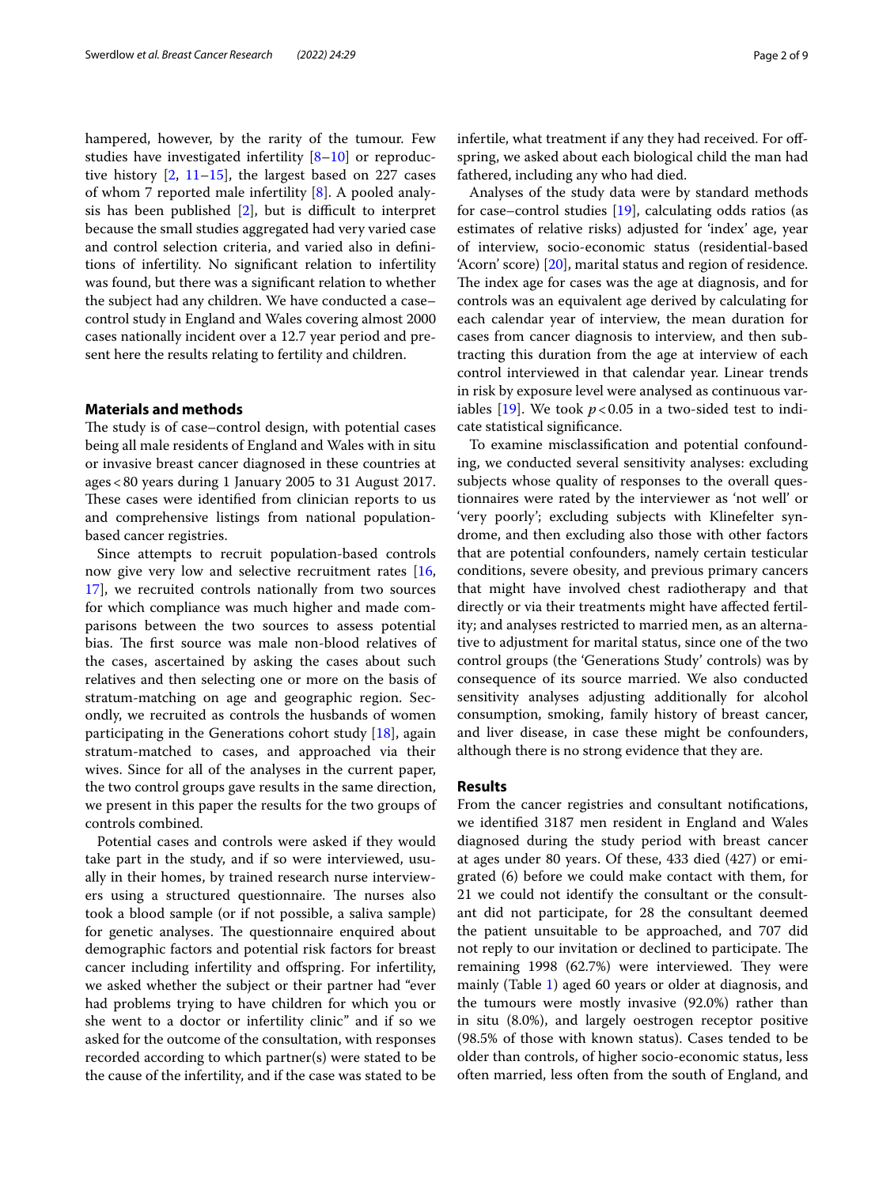hampered, however, by the rarity of the tumour. Few studies have investigated infertility [8–10] or reproductive history [2, 11–15], the largest based on 227 cases of whom 7 reported male infertility [8]. A pooled analysis has been published [2], but is difficult to interpret because the small studies aggregated had very varied case and control selection criteria, and varied also in definitions of infertility. No significant relation to infertility was found, but there was a significant relation to whether the subject had any children. We have conducted a case–control study in England and Wales covering almost 2000 cases nationally incident over a 12.7 year period and present here the results relating to fertility and children.

## Materials and methods

The study is of case–control design, with potential cases being all male residents of England and Wales with in situ or invasive breast cancer diagnosed in these countries at ages < 80 years during 1 January 2005 to 31 August 2017. These cases were identified from clinician reports to us and comprehensive listings from national population-based cancer registries.

Since attempts to recruit population-based controls now give very low and selective recruitment rates [16, 17], we recruited controls nationally from two sources for which compliance was much higher and made comparisons between the two sources to assess potential bias. The first source was male non-blood relatives of the cases, ascertained by asking the cases about such relatives and then selecting one or more on the basis of stratum-matching on age and geographic region. Secondly, we recruited as controls the husbands of women participating in the Generations cohort study [18], again stratum-matched to cases, and approached via their wives. Since for all of the analyses in the current paper, the two control groups gave results in the same direction, we present in this paper the results for the two groups of controls combined.

Potential cases and controls were asked if they would take part in the study, and if so were interviewed, usually in their homes, by trained research nurse interviewers using a structured questionnaire. The nurses also took a blood sample (or if not possible, a saliva sample) for genetic analyses. The questionnaire enquired about demographic factors and potential risk factors for breast cancer including infertility and offspring. For infertility, we asked whether the subject or their partner had "ever had problems trying to have children for which you or she went to a doctor or infertility clinic" and if so we asked for the outcome of the consultation, with responses recorded according to which partner(s) were stated to be the cause of the infertility, and if the case was stated to be infertile, what treatment if any they had received. For offspring, we asked about each biological child the man had fathered, including any who had died.

Analyses of the study data were by standard methods for case–control studies [19], calculating odds ratios (as estimates of relative risks) adjusted for 'index' age, year of interview, socio-economic status (residential-based 'Acorn' score) [20], marital status and region of residence. The index age for cases was the age at diagnosis, and for controls was an equivalent age derived by calculating for each calendar year of interview, the mean duration for cases from cancer diagnosis to interview, and then subtracting this duration from the age at interview of each control interviewed in that calendar year. Linear trends in risk by exposure level were analysed as continuous variables [19]. We took $p < 0.05$ in a two-sided test to indicate statistical significance.

To examine misclassification and potential confounding, we conducted several sensitivity analyses: excluding subjects whose quality of responses to the overall questionnaires were rated by the interviewer as 'not well' or 'very poorly'; excluding subjects with Klinefelter syndrome, and then excluding also those with other factors that are potential confounders, namely certain testicular conditions, severe obesity, and previous primary cancers that might have involved chest radiotherapy and that directly or via their treatments might have affected fertility; and analyses restricted to married men, as an alternative to adjustment for marital status, since one of the two control groups (the 'Generations Study' controls) was by consequence of its source married. We also conducted sensitivity analyses adjusting additionally for alcohol consumption, smoking, family history of breast cancer, and liver disease, in case these might be confounders, although there is no strong evidence that they are.

## Results

From the cancer registries and consultant notifications, we identified 3187 men resident in England and Wales diagnosed during the study period with breast cancer at ages under 80 years. Of these, 433 died (427) or emigrated (6) before we could make contact with them, for 21 we could not identify the consultant or the consultant did not participate, for 28 the consultant deemed the patient unsuitable to be approached, and 707 did not reply to our invitation or declined to participate. The remaining 1998 (62.7%) were interviewed. They were mainly (Table 1) aged 60 years or older at diagnosis, and the tumours were mostly invasive (92.0%) rather than in situ (8.0%), and largely oestrogen receptor positive (98.5% of those with known status). Cases tended to be older than controls, of higher socio-economic status, less often married, less often from the south of England, and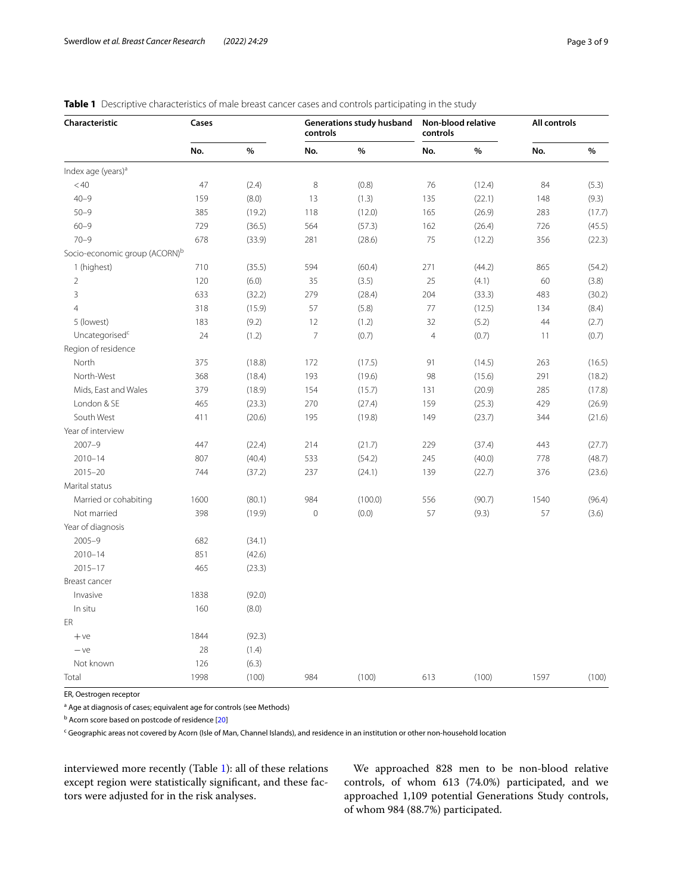**Table 1** Descriptive characteristics of male breast cancer cases and controls participating in the study

| Characteristic | Cases | | Generations study husband controls | | Non-blood relative controls | | All controls | |
|---|---|---|---|---|---|---|---|---|
| | No. | % | No. | % | No. | % | No. | % |
| Index age (years)[a] | | | | | | | | |
| < 40 | 47 | (2.4) | 8 | (0.8) | 76 | (12.4) | 84 | (5.3) |
| 40–9 | 159 | (8.0) | 13 | (1.3) | 135 | (22.1) | 148 | (9.3) |
| 50–9 | 385 | (19.2) | 118 | (12.0) | 165 | (26.9) | 283 | (17.7) |
| 60–9 | 729 | (36.5) | 564 | (57.3) | 162 | (26.4) | 726 | (45.5) |
| 70–9 | 678 | (33.9) | 281 | (28.6) | 75 | (12.2) | 356 | (22.3) |
| Socio-economic group (ACORN)[b] | | | | | | | | |
| 1 (highest) | 710 | (35.5) | 594 | (60.4) | 271 | (44.2) | 865 | (54.2) |
| 2 | 120 | (6.0) | 35 | (3.5) | 25 | (4.1) | 60 | (3.8) |
| 3 | 633 | (32.2) | 279 | (28.4) | 204 | (33.3) | 483 | (30.2) |
| 4 | 318 | (15.9) | 57 | (5.8) | 77 | (12.5) | 134 | (8.4) |
| 5 (lowest) | 183 | (9.2) | 12 | (1.2) | 32 | (5.2) | 44 | (2.7) |
| Uncategorised[c] | 24 | (1.2) | 7 | (0.7) | 4 | (0.7) | 11 | (0.7) |
| Region of residence | | | | | | | | |
| North | 375 | (18.8) | 172 | (17.5) | 91 | (14.5) | 263 | (16.5) |
| North-West | 368 | (18.4) | 193 | (19.6) | 98 | (15.6) | 291 | (18.2) |
| Mids, East and Wales | 379 | (18.9) | 154 | (15.7) | 131 | (20.9) | 285 | (17.8) |
| London & SE | 465 | (23.3) | 270 | (27.4) | 159 | (25.3) | 429 | (26.9) |
| South West | 411 | (20.6) | 195 | (19.8) | 149 | (23.7) | 344 | (21.6) |
| Year of interview | | | | | | | | |
| 2007–9 | 447 | (22.4) | 214 | (21.7) | 229 | (37.4) | 443 | (27.7) |
| 2010–14 | 807 | (40.4) | 533 | (54.2) | 245 | (40.0) | 778 | (48.7) |
| 2015–20 | 744 | (37.2) | 237 | (24.1) | 139 | (22.7) | 376 | (23.6) |
| Marital status | | | | | | | | |
| Married or cohabiting | 1600 | (80.1) | 984 | (100.0) | 556 | (90.7) | 1540 | (96.4) |
| Not married | 398 | (19.9) | 0 | (0.0) | 57 | (9.3) | 57 | (3.6) |
| Year of diagnosis | | | | | | | | |
| 2005–9 | 682 | (34.1) | | | | | | |
| 2010–14 | 851 | (42.6) | | | | | | |
| 2015–17 | 465 | (23.3) | | | | | | |
| Breast cancer | | | | | | | | |
| Invasive | 1838 | (92.0) | | | | | | |
| In situ | 160 | (8.0) | | | | | | |
| ER | | | | | | | | |
| + ve | 1844 | (92.3) | | | | | | |
| − ve | 28 | (1.4) | | | | | | |
| Not known | 126 | (6.3) | | | | | | |
| Total | 1998 | (100) | 984 | (100) | 613 | (100) | 1597 | (100) |

ER, Oestrogen receptor

[a] Age at diagnosis of cases; equivalent age for controls (see Methods)

[b] Acorn score based on postcode of residence [20]

[c] Geographic areas not covered by Acorn (Isle of Man, Channel Islands), and residence in an institution or other non-household location

interviewed more recently (Table 1): all of these relations except region were statistically significant, and these factors were adjusted for in the risk analyses.

We approached 828 men to be non-blood relative controls, of whom 613 (74.0%) participated, and we approached 1,109 potential Generations Study controls, of whom 984 (88.7%) participated.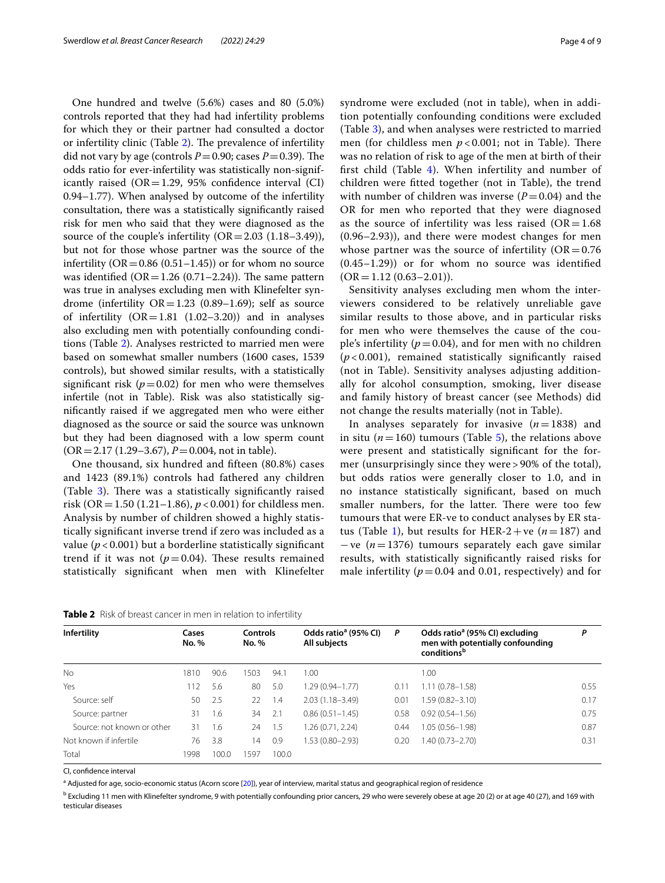One hundred and twelve (5.6%) cases and 80 (5.0%) controls reported that they had had infertility problems for which they or their partner had consulted a doctor or infertility clinic (Table 2). The prevalence of infertility did not vary by age (controls $P=0.90$; cases $P=0.39$). The odds ratio for ever-infertility was statistically non-significantly raised (OR = 1.29, 95% confidence interval (CI) 0.94–1.77). When analysed by outcome of the infertility consultation, there was a statistically significantly raised risk for men who said that they were diagnosed as the source of the couple's infertility (OR = 2.03 (1.18–3.49)), but not for those whose partner was the source of the infertility (OR = 0.86 (0.51–1.45)) or for whom no source was identified (OR = 1.26 (0.71–2.24)). The same pattern was true in analyses excluding men with Klinefelter syndrome (infertility OR = 1.23 (0.89–1.69); self as source of infertility (OR = 1.81 (1.02–3.20)) and in analyses also excluding men with potentially confounding conditions (Table 2). Analyses restricted to married men were based on somewhat smaller numbers (1600 cases, 1539 controls), but showed similar results, with a statistically significant risk ($p=0.02$) for men who were themselves infertile (not in Table). Risk was also statistically significantly raised if we aggregated men who were either diagnosed as the source or said the source was unknown but they had been diagnosed with a low sperm count (OR = 2.17 (1.29–3.67), $P=0.004$, not in table).

One thousand, six hundred and fifteen (80.8%) cases and 1423 (89.1%) controls had fathered any children (Table 3). There was a statistically significantly raised risk (OR = 1.50 (1.21–1.86), $p<0.001$) for childless men. Analysis by number of children showed a highly statistically significant inverse trend if zero was included as a value ($p<0.001$) but a borderline statistically significant trend if it was not ($p=0.04$). These results remained statistically significant when men with Klinefelter syndrome were excluded (not in table), when in addition potentially confounding conditions were excluded (Table 3), and when analyses were restricted to married men (for childless men $p<0.001$; not in Table). There was no relation of risk to age of the men at birth of their first child (Table 4). When infertility and number of children were fitted together (not in Table), the trend with number of children was inverse ($P=0.04$) and the OR for men who reported that they were diagnosed as the source of infertility was less raised (OR = 1.68 (0.96–2.93)), and there were modest changes for men whose partner was the source of infertility (OR = 0.76 (0.45–1.29)) or for whom no source was identified (OR = 1.12 (0.63–2.01)).

Sensitivity analyses excluding men whom the interviewers considered to be relatively unreliable gave similar results to those above, and in particular risks for men who were themselves the cause of the couple's infertility ($p=0.04$), and for men with no children ($p<0.001$), remained statistically significantly raised (not in Table). Sensitivity analyses adjusting additionally for alcohol consumption, smoking, liver disease and family history of breast cancer (see Methods) did not change the results materially (not in Table).

In analyses separately for invasive ($n=1838$) and in situ ($n=160$) tumours (Table 5), the relations above were present and statistically significant for the former (unsurprisingly since they were > 90% of the total), but odds ratios were generally closer to 1.0, and in no instance statistically significant, based on much smaller numbers, for the latter. There were too few tumours that were ER-ve to conduct analyses by ER status (Table 1), but results for HER-2 + ve ($n=187$) and − ve ($n=1376$) tumours separately each gave similar results, with statistically significantly raised risks for male infertility ($p=0.04$ and 0.01, respectively) and for

**Table 2** Risk of breast cancer in men in relation to infertility

| Infertility | Cases No. | % | Controls No. | % | Odds ratio[a] (95% CI) All subjects | P | Odds ratio[a] (95% CI) excluding men with potentially confounding conditions[b] | P |
|---|---|---|---|---|---|---|---|---|
| No | 1810 | 90.6 | 1503 | 94.1 | 1.00 | | 1.00 | |
| Yes | 112 | 5.6 | 80 | 5.0 | 1.29 (0.94–1.77) | 0.11 | 1.11 (0.78–1.58) | 0.55 |
| Source: self | 50 | 2.5 | 22 | 1.4 | 2.03 (1.18–3.49) | 0.01 | 1.59 (0.82–3.10) | 0.17 |
| Source: partner | 31 | 1.6 | 34 | 2.1 | 0.86 (0.51–1.45) | 0.58 | 0.92 (0.54–1.56) | 0.75 |
| Source: not known or other | 31 | 1.6 | 24 | 1.5 | 1.26 (0.71, 2.24) | 0.44 | 1.05 (0.56–1.98) | 0.87 |
| Not known if infertile | 76 | 3.8 | 14 | 0.9 | 1.53 (0.80–2.93) | 0.20 | 1.40 (0.73–2.70) | 0.31 |
| Total | 1998 | 100.0 | 1597 | 100.0 | | | | |

CI, confidence interval

[a] Adjusted for age, socio-economic status (Acorn score [20]), year of interview, marital status and geographical region of residence

[b] Excluding 11 men with Klinefelter syndrome, 9 with potentially confounding prior cancers, 29 who were severely obese at age 20 (2) or at age 40 (27), and 169 with testicular diseases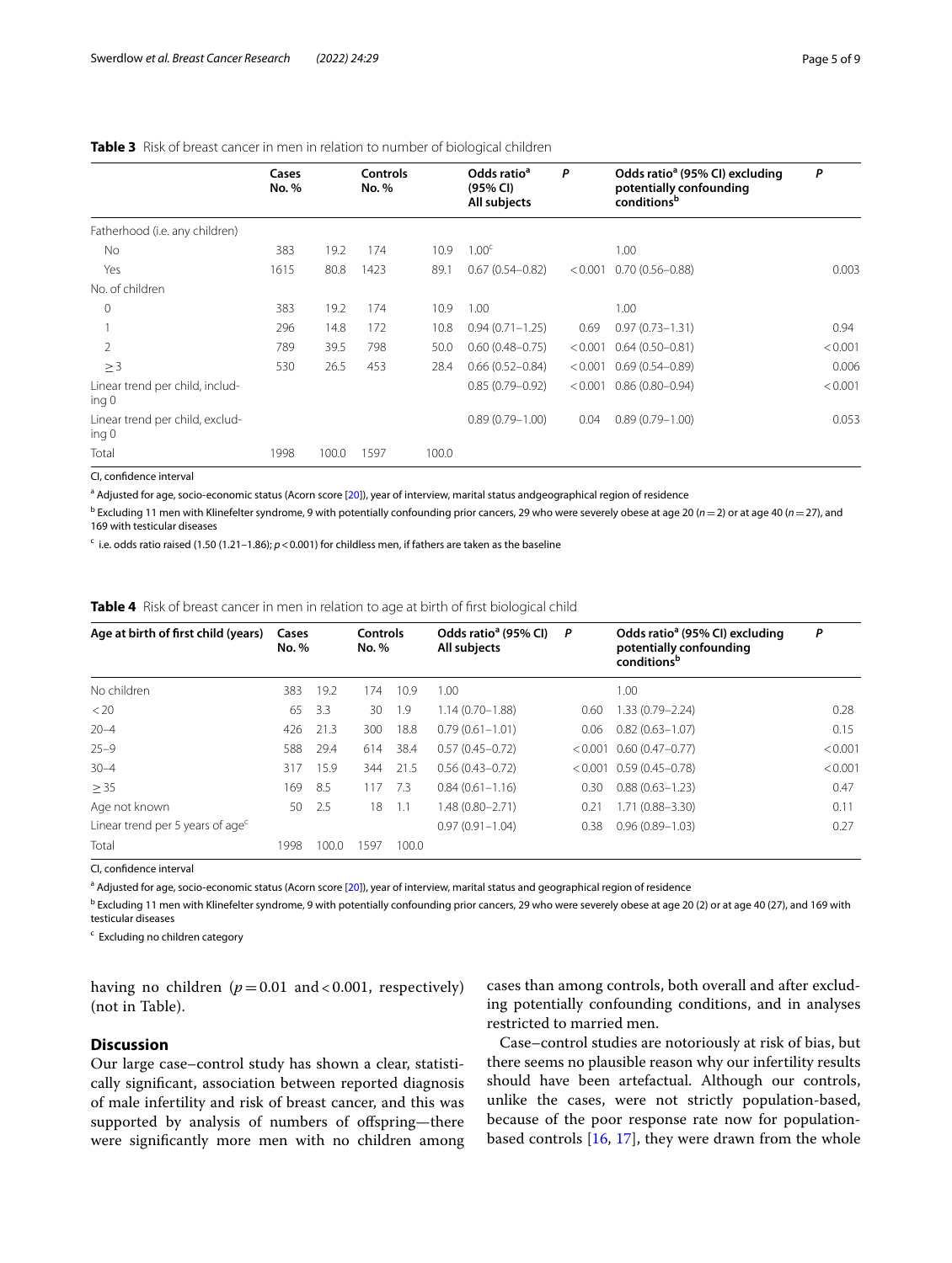**Table 3** Risk of breast cancer in men in relation to number of biological children

| | Cases No. | % | Controls No. | % | Odds ratio[a] (95% CI) All subjects | P | Odds ratio[a] (95% CI) excluding potentially confounding conditions[b] | P |
|---|---|---|---|---|---|---|---|---|
| Fatherhood (i.e. any children) | | | | | | | | |
| No | 383 | 19.2 | 174 | 10.9 | 1.00[c] | | 1.00 | |
| Yes | 1615 | 80.8 | 1423 | 89.1 | 0.67 (0.54–0.82) | < 0.001 | 0.70 (0.56–0.88) | 0.003 |
| No. of children | | | | | | | | |
| 0 | 383 | 19.2 | 174 | 10.9 | 1.00 | | 1.00 | |
| 1 | 296 | 14.8 | 172 | 10.8 | 0.94 (0.71–1.25) | 0.69 | 0.97 (0.73–1.31) | 0.94 |
| 2 | 789 | 39.5 | 798 | 50.0 | 0.60 (0.48–0.75) | < 0.001 | 0.64 (0.50–0.81) | < 0.001 |
| ≥ 3 | 530 | 26.5 | 453 | 28.4 | 0.66 (0.52–0.84) | < 0.001 | 0.69 (0.54–0.89) | 0.006 |
| Linear trend per child, including 0 | | | | | 0.85 (0.79–0.92) | < 0.001 | 0.86 (0.80–0.94) | < 0.001 |
| Linear trend per child, excluding 0 | | | | | 0.89 (0.79–1.00) | 0.04 | 0.89 (0.79–1.00) | 0.053 |
| Total | 1998 | 100.0 | 1597 | 100.0 | | | | |

CI, confidence interval

[a] Adjusted for age, socio-economic status (Acorn score [20]), year of interview, marital status andgeographical region of residence

[b] Excluding 11 men with Klinefelter syndrome, 9 with potentially confounding prior cancers, 29 who were severely obese at age 20 ($n = 2$) or at age 40 ($n = 27$), and 169 with testicular diseases

[c] i.e. odds ratio raised (1.50 (1.21–1.86); $p < 0.001$) for childless men, if fathers are taken as the baseline

**Table 4** Risk of breast cancer in men in relation to age at birth of first biological child

| Age at birth of first child (years) | Cases No. | % | Controls No. | % | Odds ratio[a] (95% CI) All subjects | P | Odds ratio[a] (95% CI) excluding potentially confounding conditions[b] | P |
|---|---|---|---|---|---|---|---|---|
| No children | 383 | 19.2 | 174 | 10.9 | 1.00 | | 1.00 | |
| < 20 | 65 | 3.3 | 30 | 1.9 | 1.14 (0.70–1.88) | 0.60 | 1.33 (0.79–2.24) | 0.28 |
| 20–4 | 426 | 21.3 | 300 | 18.8 | 0.79 (0.61–1.01) | 0.06 | 0.82 (0.63–1.07) | 0.15 |
| 25–9 | 588 | 29.4 | 614 | 38.4 | 0.57 (0.45–0.72) | < 0.001 | 0.60 (0.47–0.77) | < 0.001 |
| 30–4 | 317 | 15.9 | 344 | 21.5 | 0.56 (0.43–0.72) | < 0.001 | 0.59 (0.45–0.78) | < 0.001 |
| ≥ 35 | 169 | 8.5 | 117 | 7.3 | 0.84 (0.61–1.16) | 0.30 | 0.88 (0.63–1.23) | 0.47 |
| Age not known | 50 | 2.5 | 18 | 1.1 | 1.48 (0.80–2.71) | 0.21 | 1.71 (0.88–3.30) | 0.11 |
| Linear trend per 5 years of age[c] | | | | | 0.97 (0.91–1.04) | 0.38 | 0.96 (0.89–1.03) | 0.27 |
| Total | 1998 | 100.0 | 1597 | 100.0 | | | | |

CI, confidence interval

[a] Adjusted for age, socio-economic status (Acorn score [20]), year of interview, marital status and geographical region of residence

[b] Excluding 11 men with Klinefelter syndrome, 9 with potentially confounding prior cancers, 29 who were severely obese at age 20 (2) or at age 40 (27), and 169 with testicular diseases

[c] Excluding no children category

having no children ($p = 0.01$ and $< 0.001$, respectively) (not in Table).

## Discussion

Our large case–control study has shown a clear, statistically significant, association between reported diagnosis of male infertility and risk of breast cancer, and this was supported by analysis of numbers of offspring—there were significantly more men with no children among cases than among controls, both overall and after excluding potentially confounding conditions, and in analyses restricted to married men.

Case–control studies are notoriously at risk of bias, but there seems no plausible reason why our infertility results should have been artefactual. Although our controls, unlike the cases, were not strictly population-based, because of the poor response rate now for population-based controls [16, 17], they were drawn from the whole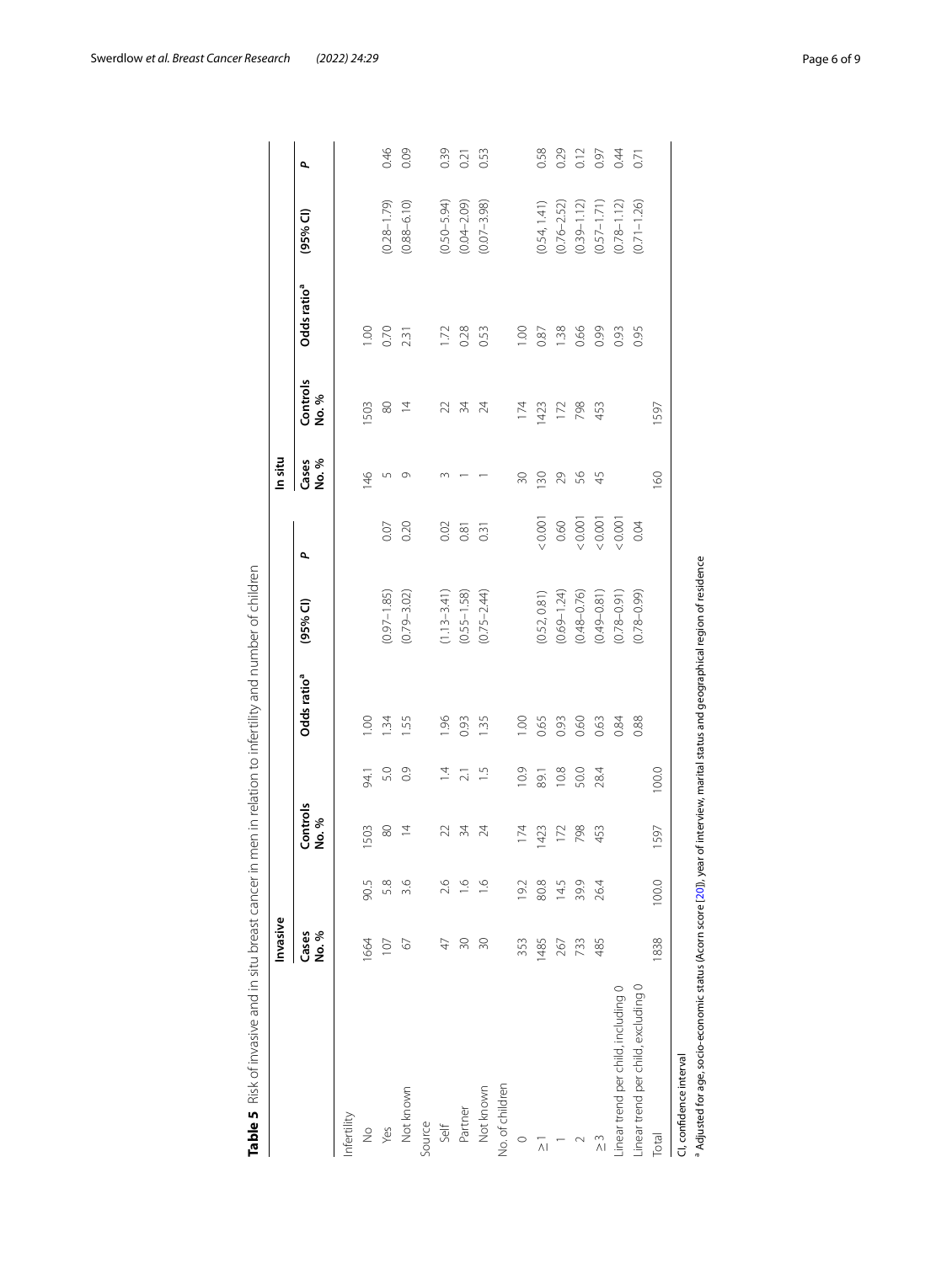**Table 5** Risk of invasive and in situ breast cancer in men in relation to infertility and number of children

| | Invasive | | | | | | | In situ | | | | |
|---|---|---|---|---|---|---|---|---|---|---|---|---|
| | Cases No. | % | Controls No. | % | Odds ratio[a] | (95% CI) | P | Cases No. % | Controls No. % | Odds ratio[a] | (95% CI) | P |
| Infertility | | | | | | | | | | | | |
| No | 1664 | 90.5 | 1503 | 94.1 | 1.00 | | | 146 | 1503 | 1.00 | | |
| Yes | 107 | 5.8 | 80 | 5.0 | 1.34 | (0.97–1.85) | 0.07 | 5 | 80 | 0.70 | (0.28–1.79) | 0.46 |
| Not known | 67 | 3.6 | 14 | 0.9 | 1.55 | (0.79–3.02) | 0.20 | 9 | 14 | 2.31 | (0.88–6.10) | 0.09 |
| Source | | | | | | | | | | | | |
| Self | 47 | 2.6 | 22 | 1.4 | 1.96 | (1.13–3.41) | 0.02 | 3 | 22 | 1.72 | (0.50–5.94) | 0.39 |
| Partner | 30 | 1.6 | 34 | 2.1 | 0.93 | (0.55–1.58) | 0.81 | 1 | 34 | 0.28 | (0.04–2.09) | 0.21 |
| Not known | 30 | 1.6 | 24 | 1.5 | 1.35 | (0.75–2.44) | 0.31 | 1 | 24 | 0.53 | (0.07–3.98) | 0.53 |
| No. of children | | | | | | | | | | | | |
| 0 | 353 | 19.2 | 174 | 10.9 | 1.00 | | | 30 | 174 | 1.00 | | |
| ≥1 | 1485 | 80.8 | 1423 | 89.1 | 0.65 | (0.52, 0.81) | < 0.001 | 130 | 1423 | 0.87 | (0.54, 1.41) | 0.58 |
| 1 | 267 | 14.5 | 172 | 10.8 | 0.93 | (0.69–1.24) | 0.60 | 29 | 172 | 1.38 | (0.76–2.52) | 0.29 |
| 2 | 733 | 39.9 | 798 | 50.0 | 0.60 | (0.48–0.76) | < 0.001 | 56 | 798 | 0.66 | (0.39–1.12) | 0.12 |
| ≥3 | 485 | 26.4 | 453 | 28.4 | 0.63 | (0.49–0.81) | < 0.001 | 45 | 453 | 0.99 | (0.57–1.71) | 0.97 |
| Linear trend per child, including 0 | | | | | 0.84 | (0.78–0.91) | < 0.001 | | | 0.93 | (0.78–1.12) | 0.44 |
| Linear trend per child, excluding 0 | | | | | 0.88 | (0.78–0.99) | 0.04 | | | 0.95 | (0.71–1.26) | 0.71 |
| Total | 1838 | 100.0 | 1597 | 100.0 | | | | 160 | 1597 | | | |

CI, confidence interval

[a] Adjusted for age, socio-economic status (Acorn score [20]), year of interview, marital status and geographical region of residence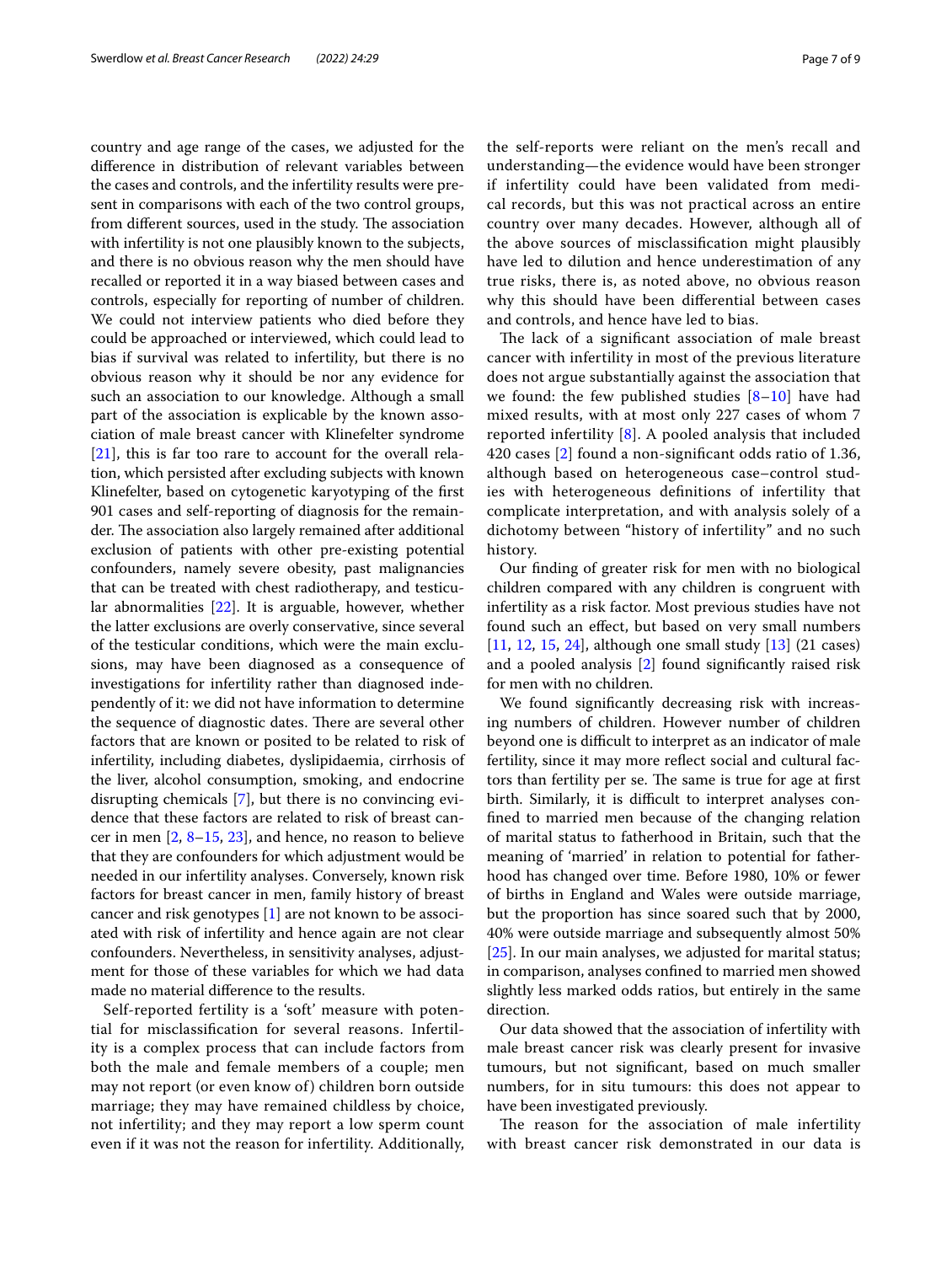country and age range of the cases, we adjusted for the difference in distribution of relevant variables between the cases and controls, and the infertility results were present in comparisons with each of the two control groups, from different sources, used in the study. The association with infertility is not one plausibly known to the subjects, and there is no obvious reason why the men should have recalled or reported it in a way biased between cases and controls, especially for reporting of number of children. We could not interview patients who died before they could be approached or interviewed, which could lead to bias if survival was related to infertility, but there is no obvious reason why it should be nor any evidence for such an association to our knowledge. Although a small part of the association is explicable by the known association of male breast cancer with Klinefelter syndrome [21], this is far too rare to account for the overall relation, which persisted after excluding subjects with known Klinefelter, based on cytogenetic karyotyping of the first 901 cases and self-reporting of diagnosis for the remainder. The association also largely remained after additional exclusion of patients with other pre-existing potential confounders, namely severe obesity, past malignancies that can be treated with chest radiotherapy, and testicular abnormalities [22]. It is arguable, however, whether the latter exclusions are overly conservative, since several of the testicular conditions, which were the main exclusions, may have been diagnosed as a consequence of investigations for infertility rather than diagnosed independently of it: we did not have information to determine the sequence of diagnostic dates. There are several other factors that are known or posited to be related to risk of infertility, including diabetes, dyslipidaemia, cirrhosis of the liver, alcohol consumption, smoking, and endocrine disrupting chemicals [7], but there is no convincing evidence that these factors are related to risk of breast cancer in men [2, 8–15, 23], and hence, no reason to believe that they are confounders for which adjustment would be needed in our infertility analyses. Conversely, known risk factors for breast cancer in men, family history of breast cancer and risk genotypes [1] are not known to be associated with risk of infertility and hence again are not clear confounders. Nevertheless, in sensitivity analyses, adjustment for those of these variables for which we had data made no material difference to the results.

Self-reported fertility is a 'soft' measure with potential for misclassification for several reasons. Infertility is a complex process that can include factors from both the male and female members of a couple; men may not report (or even know of) children born outside marriage; they may have remained childless by choice, not infertility; and they may report a low sperm count even if it was not the reason for infertility. Additionally, the self-reports were reliant on the men's recall and understanding—the evidence would have been stronger if infertility could have been validated from medical records, but this was not practical across an entire country over many decades. However, although all of the above sources of misclassification might plausibly have led to dilution and hence underestimation of any true risks, there is, as noted above, no obvious reason why this should have been differential between cases and controls, and hence have led to bias.

The lack of a significant association of male breast cancer with infertility in most of the previous literature does not argue substantially against the association that we found: the few published studies [8–10] have had mixed results, with at most only 227 cases of whom 7 reported infertility [8]. A pooled analysis that included 420 cases [2] found a non-significant odds ratio of 1.36, although based on heterogeneous case–control studies with heterogeneous definitions of infertility that complicate interpretation, and with analysis solely of a dichotomy between "history of infertility" and no such history.

Our finding of greater risk for men with no biological children compared with any children is congruent with infertility as a risk factor. Most previous studies have not found such an effect, but based on very small numbers [11, 12, 15, 24], although one small study [13] (21 cases) and a pooled analysis [2] found significantly raised risk for men with no children.

We found significantly decreasing risk with increasing numbers of children. However number of children beyond one is difficult to interpret as an indicator of male fertility, since it may more reflect social and cultural factors than fertility per se. The same is true for age at first birth. Similarly, it is difficult to interpret analyses confined to married men because of the changing relation of marital status to fatherhood in Britain, such that the meaning of 'married' in relation to potential for fatherhood has changed over time. Before 1980, 10% or fewer of births in England and Wales were outside marriage, but the proportion has since soared such that by 2000, 40% were outside marriage and subsequently almost 50% [25]. In our main analyses, we adjusted for marital status; in comparison, analyses confined to married men showed slightly less marked odds ratios, but entirely in the same direction.

Our data showed that the association of infertility with male breast cancer risk was clearly present for invasive tumours, but not significant, based on much smaller numbers, for in situ tumours: this does not appear to have been investigated previously.

The reason for the association of male infertility with breast cancer risk demonstrated in our data is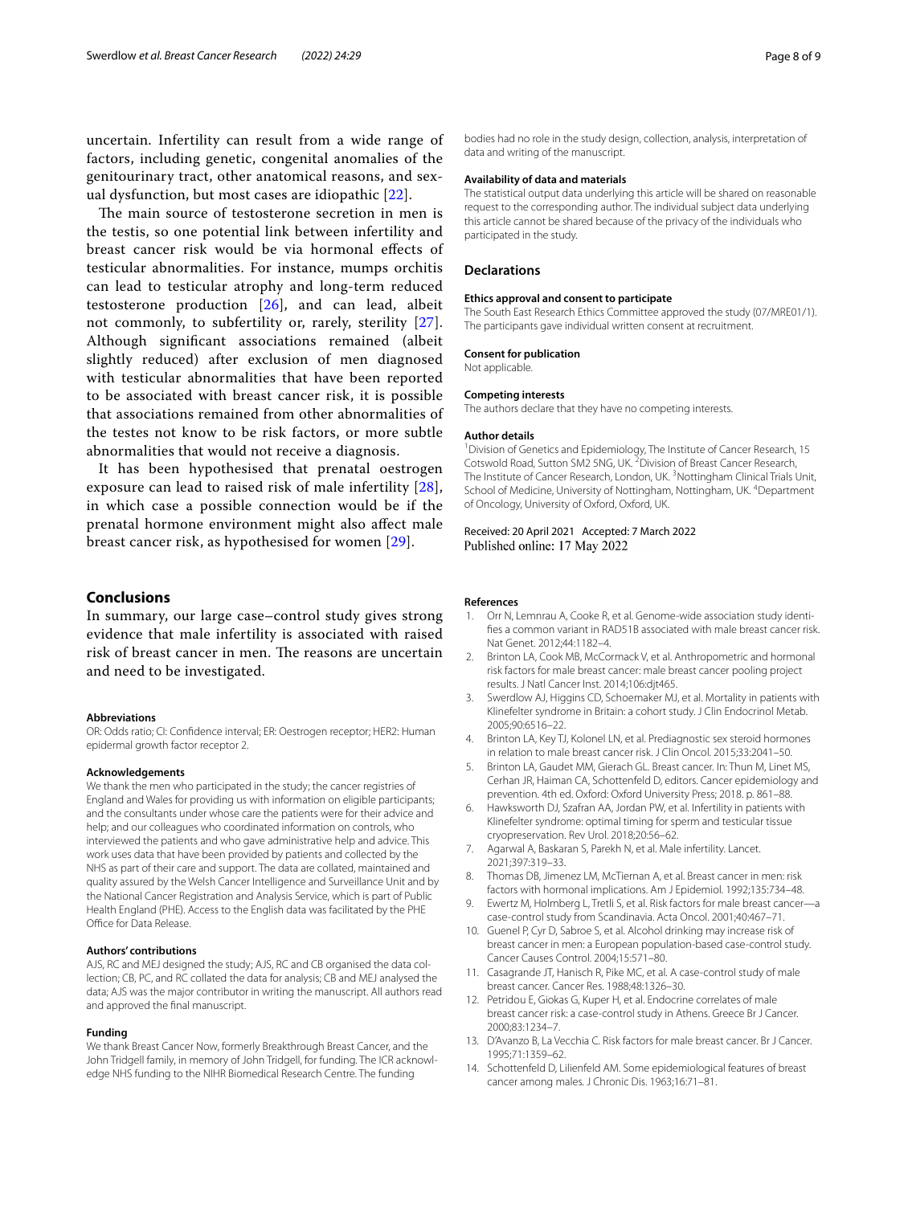uncertain. Infertility can result from a wide range of factors, including genetic, congenital anomalies of the genitourinary tract, other anatomical reasons, and sexual dysfunction, but most cases are idiopathic [22].

The main source of testosterone secretion in men is the testis, so one potential link between infertility and breast cancer risk would be via hormonal effects of testicular abnormalities. For instance, mumps orchitis can lead to testicular atrophy and long-term reduced testosterone production [26], and can lead, albeit not commonly, to subfertility or, rarely, sterility [27]. Although significant associations remained (albeit slightly reduced) after exclusion of men diagnosed with testicular abnormalities that have been reported to be associated with breast cancer risk, it is possible that associations remained from other abnormalities of the testes not know to be risk factors, or more subtle abnormalities that would not receive a diagnosis.

It has been hypothesised that prenatal oestrogen exposure can lead to raised risk of male infertility [28], in which case a possible connection would be if the prenatal hormone environment might also affect male breast cancer risk, as hypothesised for women [29].

## Conclusions

In summary, our large case–control study gives strong evidence that male infertility is associated with raised risk of breast cancer in men. The reasons are uncertain and need to be investigated.

#### Abbreviations

OR: Odds ratio; CI: Confidence interval; ER: Oestrogen receptor; HER2: Human epidermal growth factor receptor 2.

#### Acknowledgements

We thank the men who participated in the study; the cancer registries of England and Wales for providing us with information on eligible participants; and the consultants under whose care the patients were for their advice and help; and our colleagues who coordinated information on controls, who interviewed the patients and who gave administrative help and advice. This work uses data that have been provided by patients and collected by the NHS as part of their care and support. The data are collated, maintained and quality assured by the Welsh Cancer Intelligence and Surveillance Unit and by the National Cancer Registration and Analysis Service, which is part of Public Health England (PHE). Access to the English data was facilitated by the PHE Office for Data Release.

#### Authors' contributions

AJS, RC and MEJ designed the study; AJS, RC and CB organised the data collection; CB, PC, and RC collated the data for analysis; CB and MEJ analysed the data; AJS was the major contributor in writing the manuscript. All authors read and approved the final manuscript.

#### Funding

We thank Breast Cancer Now, formerly Breakthrough Breast Cancer, and the John Tridgell family, in memory of John Tridgell, for funding. The ICR acknowledge NHS funding to the NIHR Biomedical Research Centre. The funding bodies had no role in the study design, collection, analysis, interpretation of data and writing of the manuscript.

#### Availability of data and materials

The statistical output data underlying this article will be shared on reasonable request to the corresponding author. The individual subject data underlying this article cannot be shared because of the privacy of the individuals who participated in the study.

## Declarations

#### Ethics approval and consent to participate

The South East Research Ethics Committee approved the study (07/MRE01/1). The participants gave individual written consent at recruitment.

#### Consent for publication

Not applicable.

#### Competing interests

The authors declare that they have no competing interests.

#### Author details

[1]Division of Genetics and Epidemiology, The Institute of Cancer Research, 15 Cotswold Road, Sutton SM2 5NG, UK. [2]Division of Breast Cancer Research, The Institute of Cancer Research, London, UK. [3]Nottingham Clinical Trials Unit, School of Medicine, University of Nottingham, Nottingham, UK. [4]Department of Oncology, University of Oxford, Oxford, UK.

Received: 20 April 2021 Accepted: 7 March 2022
Published online: 17 May 2022

#### References

1. Orr N, Lemnrau A, Cooke R, et al. Genome-wide association study identifies a common variant in RAD51B associated with male breast cancer risk. Nat Genet. 2012;44:1182–4.
2. Brinton LA, Cook MB, McCormack V, et al. Anthropometric and hormonal risk factors for male breast cancer: male breast cancer pooling project results. J Natl Cancer Inst. 2014;106:djt465.
3. Swerdlow AJ, Higgins CD, Schoemaker MJ, et al. Mortality in patients with Klinefelter syndrome in Britain: a cohort study. J Clin Endocrinol Metab. 2005;90:6516–22.
4. Brinton LA, Key TJ, Kolonel LN, et al. Prediagnostic sex steroid hormones in relation to male breast cancer risk. J Clin Oncol. 2015;33:2041–50.
5. Brinton LA, Gaudet MM, Gierach GL. Breast cancer. In: Thun M, Linet MS, Cerhan JR, Haiman CA, Schottenfeld D, editors. Cancer epidemiology and prevention. 4th ed. Oxford: Oxford University Press; 2018. p. 861–88.
6. Hawksworth DJ, Szafran AA, Jordan PW, et al. Infertility in patients with Klinefelter syndrome: optimal timing for sperm and testicular tissue cryopreservation. Rev Urol. 2018;20:56–62.
7. Agarwal A, Baskaran S, Parekh N, et al. Male infertility. Lancet. 2021;397:319–33.
8. Thomas DB, Jimenez LM, McTiernan A, et al. Breast cancer in men: risk factors with hormonal implications. Am J Epidemiol. 1992;135:734–48.
9. Ewertz M, Holmberg L, Tretli S, et al. Risk factors for male breast cancer—a case-control study from Scandinavia. Acta Oncol. 2001;40:467–71.
10. Guenel P, Cyr D, Sabroe S, et al. Alcohol drinking may increase risk of breast cancer in men: a European population-based case-control study. Cancer Causes Control. 2004;15:571–80.
11. Casagrande JT, Hanisch R, Pike MC, et al. A case-control study of male breast cancer. Cancer Res. 1988;48:1326–30.
12. Petridou E, Giokas G, Kuper H, et al. Endocrine correlates of male breast cancer risk: a case-control study in Athens. Greece Br J Cancer. 2000;83:1234–7.
13. D'Avanzo B, La Vecchia C. Risk factors for male breast cancer. Br J Cancer. 1995;71:1359–62.
14. Schottenfeld D, Lilienfeld AM. Some epidemiological features of breast cancer among males. J Chronic Dis. 1963;16:71–81.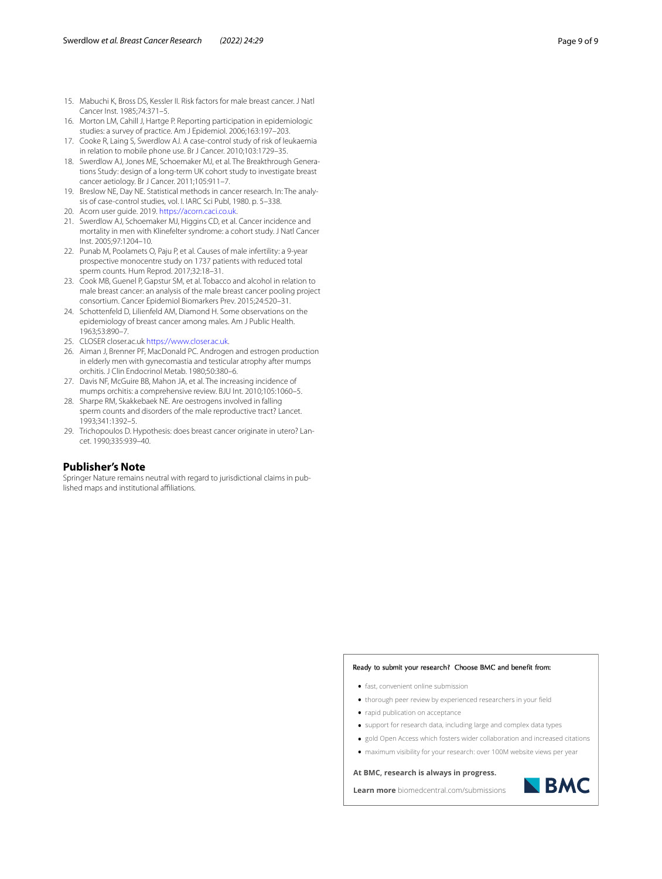15. Mabuchi K, Bross DS, Kessler II. Risk factors for male breast cancer. J Natl Cancer Inst. 1985;74:371–5.
16. Morton LM, Cahill J, Hartge P. Reporting participation in epidemiologic studies: a survey of practice. Am J Epidemiol. 2006;163:197–203.
17. Cooke R, Laing S, Swerdlow AJ. A case-control study of risk of leukaemia in relation to mobile phone use. Br J Cancer. 2010;103:1729–35.
18. Swerdlow AJ, Jones ME, Schoemaker MJ, et al. The Breakthrough Generations Study: design of a long-term UK cohort study to investigate breast cancer aetiology. Br J Cancer. 2011;105:911–7.
19. Breslow NE, Day NE. Statistical methods in cancer research. In: The analysis of case-control studies, vol. I. IARC Sci Publ, 1980. p. 5–338.
20. Acorn user guide. 2019. https://acorn.caci.co.uk.
21. Swerdlow AJ, Schoemaker MJ, Higgins CD, et al. Cancer incidence and mortality in men with Klinefelter syndrome: a cohort study. J Natl Cancer Inst. 2005;97:1204–10.
22. Punab M, Poolamets O, Paju P, et al. Causes of male infertility: a 9-year prospective monocentre study on 1737 patients with reduced total sperm counts. Hum Reprod. 2017;32:18–31.
23. Cook MB, Guenel P, Gapstur SM, et al. Tobacco and alcohol in relation to male breast cancer: an analysis of the male breast cancer pooling project consortium. Cancer Epidemiol Biomarkers Prev. 2015;24:520–31.
24. Schottenfeld D, Lilienfeld AM, Diamond H. Some observations on the epidemiology of breast cancer among males. Am J Public Health. 1963;53:890–7.
25. CLOSER closer.ac.uk https://www.closer.ac.uk.
26. Aiman J, Brenner PF, MacDonald PC. Androgen and estrogen production in elderly men with gynecomastia and testicular atrophy after mumps orchitis. J Clin Endocrinol Metab. 1980;50:380–6.
27. Davis NF, McGuire BB, Mahon JA, et al. The increasing incidence of mumps orchitis: a comprehensive review. BJU Int. 2010;105:1060–5.
28. Sharpe RM, Skakkebaek NE. Are oestrogens involved in falling sperm counts and disorders of the male reproductive tract? Lancet. 1993;341:1392–5.
29. Trichopoulos D. Hypothesis: does breast cancer originate in utero? Lancet. 1990;335:939–40.

## Publisher's Note

Springer Nature remains neutral with regard to jurisdictional claims in published maps and institutional affiliations.

Ready to submit your research? Choose BMC and benefit from:

- fast, convenient online submission
- thorough peer review by experienced researchers in your field
- rapid publication on acceptance
- support for research data, including large and complex data types
- gold Open Access which fosters wider collaboration and increased citations
- maximum visibility for your research: over 100M website views per year

**At BMC, research is always in progress.**

**Learn more** biomedcentral.com/submissions

BMC